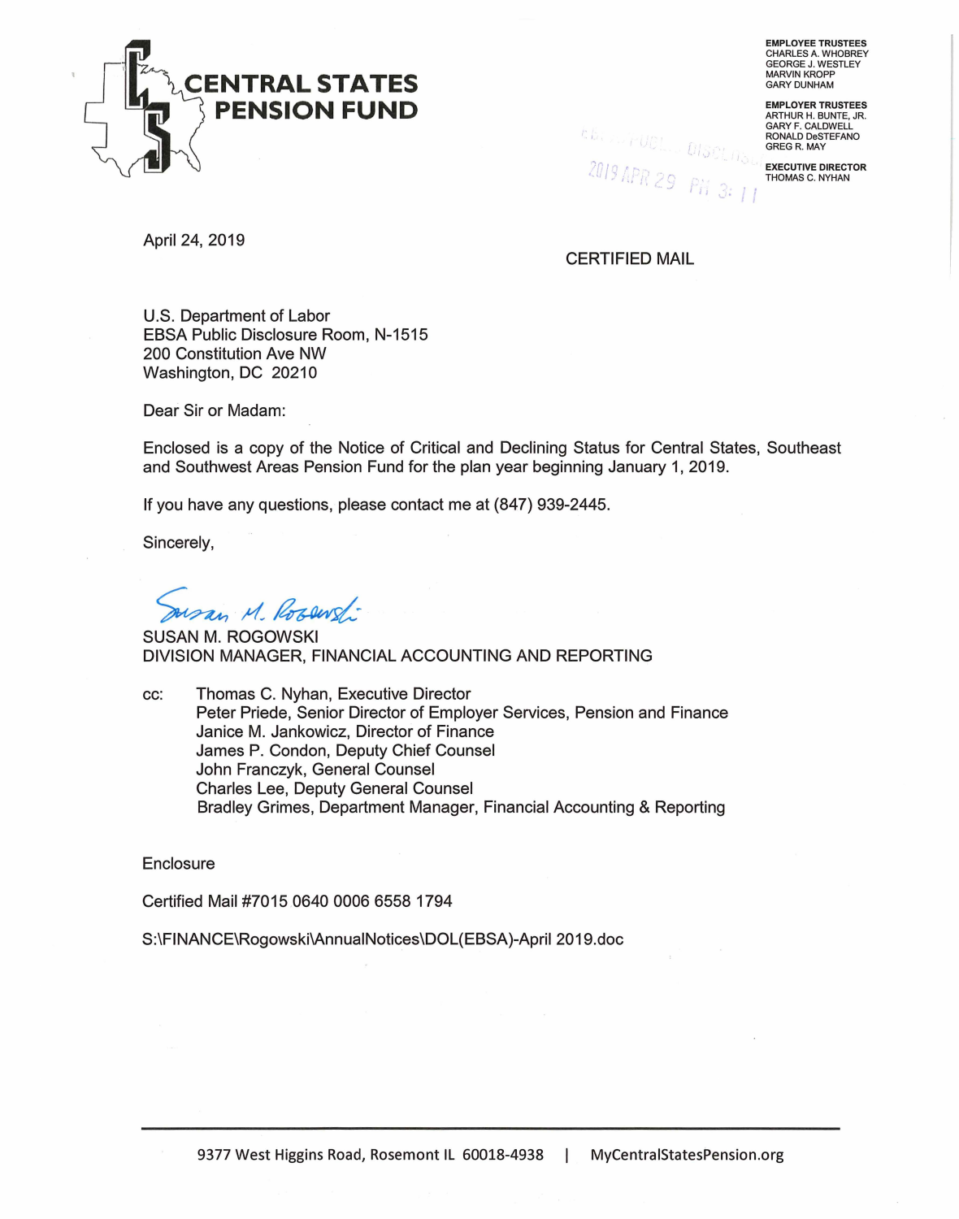# CENTRAL STATES PENSION FUND

**EMPLOYEE TRUSTEES**
CHARLES A. WHOBREY
GEORGE J. WESTLEY
MARVIN KROPP
GARY DUNHAM

**EMPLOYER TRUSTEES**
ARTHUR H. BUNTE, JR.
GARY F. CALDWELL
RONALD DeSTEFANO
GREG R. MAY

**EXECUTIVE DIRECTOR**
THOMAS C. NYHAN

EBSA PUBLIC DISCLOSURE
2019 APR 29 PM 3: 11

April 24, 2019

CERTIFIED MAIL

U.S. Department of Labor
EBSA Public Disclosure Room, N-1515
200 Constitution Ave NW
Washington, DC 20210

Dear Sir or Madam:

Enclosed is a copy of the Notice of Critical and Declining Status for Central States, Southeast and Southwest Areas Pension Fund for the plan year beginning January 1, 2019.

If you have any questions, please contact me at (847) 939-2445.

Sincerely,

*Susan M. Rogowski*

SUSAN M. ROGOWSKI
DIVISION MANAGER, FINANCIAL ACCOUNTING AND REPORTING

cc: Thomas C. Nyhan, Executive Director
Peter Priede, Senior Director of Employer Services, Pension and Finance
Janice M. Jankowicz, Director of Finance
James P. Condon, Deputy Chief Counsel
John Franczyk, General Counsel
Charles Lee, Deputy General Counsel
Bradley Grimes, Department Manager, Financial Accounting & Reporting

Enclosure

Certified Mail #7015 0640 0006 6558 1794

S:\FINANCE\Rogowski\AnnualNotices\DOL(EBSA)-April 2019.doc

9377 West Higgins Road, Rosemont IL 60018-4938 | MyCentralStatesPension.org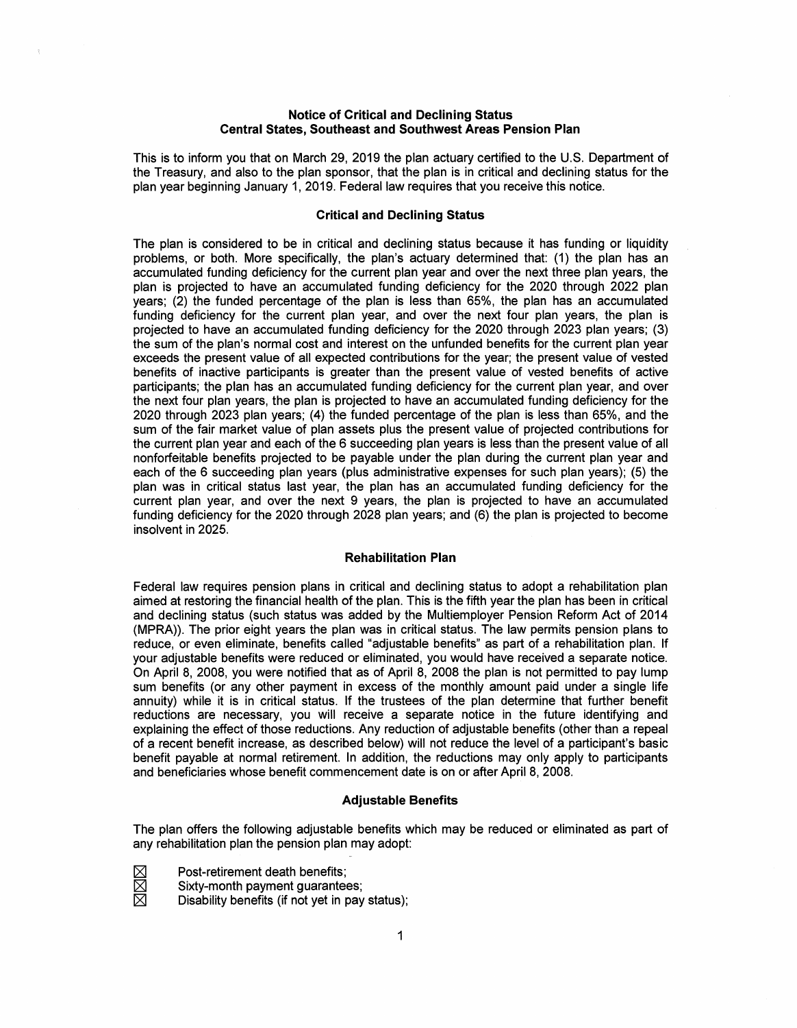## Notice of Critical and Declining Status
## Central States, Southeast and Southwest Areas Pension Plan

This is to inform you that on March 29, 2019 the plan actuary certified to the U.S. Department of the Treasury, and also to the plan sponsor, that the plan is in critical and declining status for the plan year beginning January 1, 2019. Federal law requires that you receive this notice.

### Critical and Declining Status

The plan is considered to be in critical and declining status because it has funding or liquidity problems, or both. More specifically, the plan's actuary determined that: (1) the plan has an accumulated funding deficiency for the current plan year and over the next three plan years, the plan is projected to have an accumulated funding deficiency for the 2020 through 2022 plan years; (2) the funded percentage of the plan is less than 65%, the plan has an accumulated funding deficiency for the current plan year, and over the next four plan years, the plan is projected to have an accumulated funding deficiency for the 2020 through 2023 plan years; (3) the sum of the plan's normal cost and interest on the unfunded benefits for the current plan year exceeds the present value of all expected contributions for the year; the present value of vested benefits of inactive participants is greater than the present value of vested benefits of active participants; the plan has an accumulated funding deficiency for the current plan year, and over the next four plan years, the plan is projected to have an accumulated funding deficiency for the 2020 through 2023 plan years; (4) the funded percentage of the plan is less than 65%, and the sum of the fair market value of plan assets plus the present value of projected contributions for the current plan year and each of the 6 succeeding plan years is less than the present value of all nonforfeitable benefits projected to be payable under the plan during the current plan year and each of the 6 succeeding plan years (plus administrative expenses for such plan years); (5) the plan was in critical status last year, the plan has an accumulated funding deficiency for the current plan year, and over the next 9 years, the plan is projected to have an accumulated funding deficiency for the 2020 through 2028 plan years; and (6) the plan is projected to become insolvent in 2025.

### Rehabilitation Plan

Federal law requires pension plans in critical and declining status to adopt a rehabilitation plan aimed at restoring the financial health of the plan. This is the fifth year the plan has been in critical and declining status (such status was added by the Multiemployer Pension Reform Act of 2014 (MPRA)). The prior eight years the plan was in critical status. The law permits pension plans to reduce, or even eliminate, benefits called "adjustable benefits" as part of a rehabilitation plan. If your adjustable benefits were reduced or eliminated, you would have received a separate notice. On April 8, 2008, you were notified that as of April 8, 2008 the plan is not permitted to pay lump sum benefits (or any other payment in excess of the monthly amount paid under a single life annuity) while it is in critical status. If the trustees of the plan determine that further benefit reductions are necessary, you will receive a separate notice in the future identifying and explaining the effect of those reductions. Any reduction of adjustable benefits (other than a repeal of a recent benefit increase, as described below) will not reduce the level of a participant's basic benefit payable at normal retirement. In addition, the reductions may only apply to participants and beneficiaries whose benefit commencement date is on or after April 8, 2008.

### Adjustable Benefits

The plan offers the following adjustable benefits which may be reduced or eliminated as part of any rehabilitation plan the pension plan may adopt:

- ☒ Post-retirement death benefits;
- ☒ Sixty-month payment guarantees;
- ☒ Disability benefits (if not yet in pay status);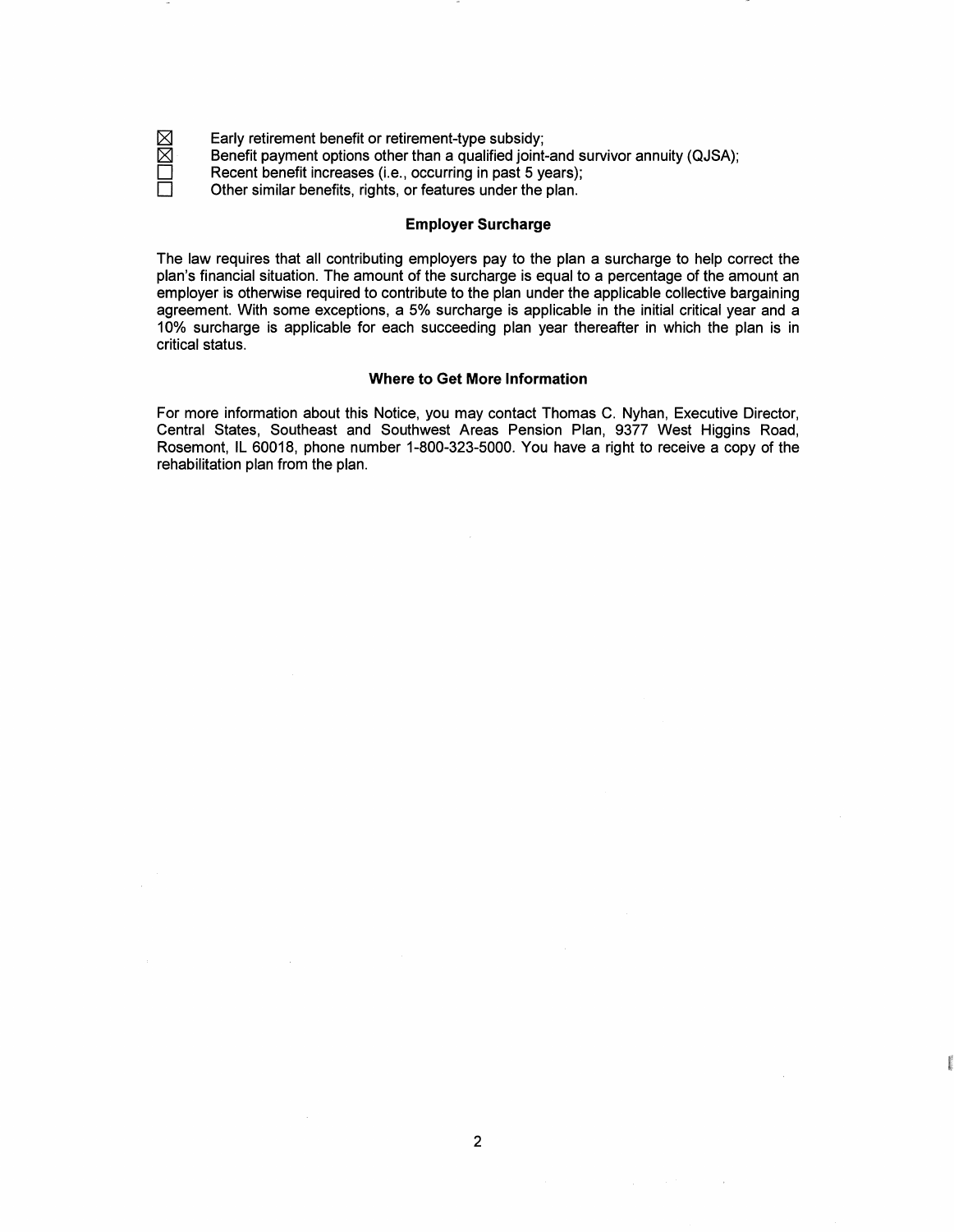- ☒ Early retirement benefit or retirement-type subsidy;
- ☒ Benefit payment options other than a qualified joint-and survivor annuity (QJSA);
- ☐ Recent benefit increases (i.e., occurring in past 5 years);
- ☐ Other similar benefits, rights, or features under the plan.

**Employer Surcharge**

The law requires that all contributing employers pay to the plan a surcharge to help correct the plan's financial situation. The amount of the surcharge is equal to a percentage of the amount an employer is otherwise required to contribute to the plan under the applicable collective bargaining agreement. With some exceptions, a 5% surcharge is applicable in the initial critical year and a 10% surcharge is applicable for each succeeding plan year thereafter in which the plan is in critical status.

**Where to Get More Information**

For more information about this Notice, you may contact Thomas C. Nyhan, Executive Director, Central States, Southeast and Southwest Areas Pension Plan, 9377 West Higgins Road, Rosemont, IL 60018, phone number 1-800-323-5000. You have a right to receive a copy of the rehabilitation plan from the plan.